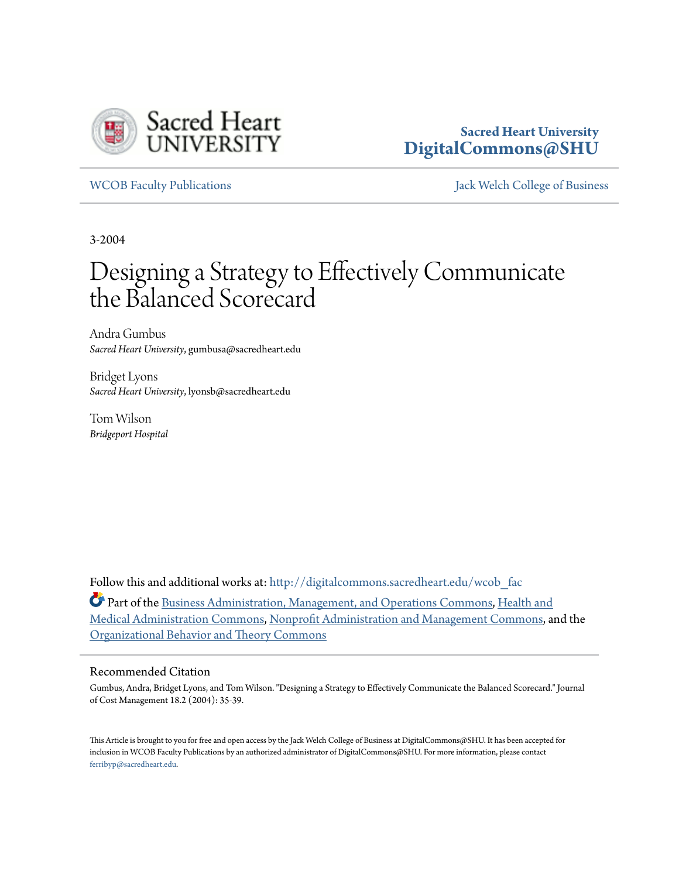Sacred Heart University
DigitalCommons@SHU

WCOB Faculty Publications

Jack Welch College of Business

3-2004

# Designing a Strategy to Effectively Communicate the Balanced Scorecard

Andra Gumbus
*Sacred Heart University*, gumbusa@sacredheart.edu

Bridget Lyons
*Sacred Heart University*, lyonsb@sacredheart.edu

Tom Wilson
*Bridgeport Hospital*

Follow this and additional works at: http://digitalcommons.sacredheart.edu/wcob_fac

Part of the Business Administration, Management, and Operations Commons, Health and Medical Administration Commons, Nonprofit Administration and Management Commons, and the Organizational Behavior and Theory Commons

## Recommended Citation

Gumbus, Andra, Bridget Lyons, and Tom Wilson. "Designing a Strategy to Effectively Communicate the Balanced Scorecard." Journal of Cost Management 18.2 (2004): 35-39.

This Article is brought to you for free and open access by the Jack Welch College of Business at DigitalCommons@SHU. It has been accepted for inclusion in WCOB Faculty Publications by an authorized administrator of DigitalCommons@SHU. For more information, please contact ferribyp@sacredheart.edu.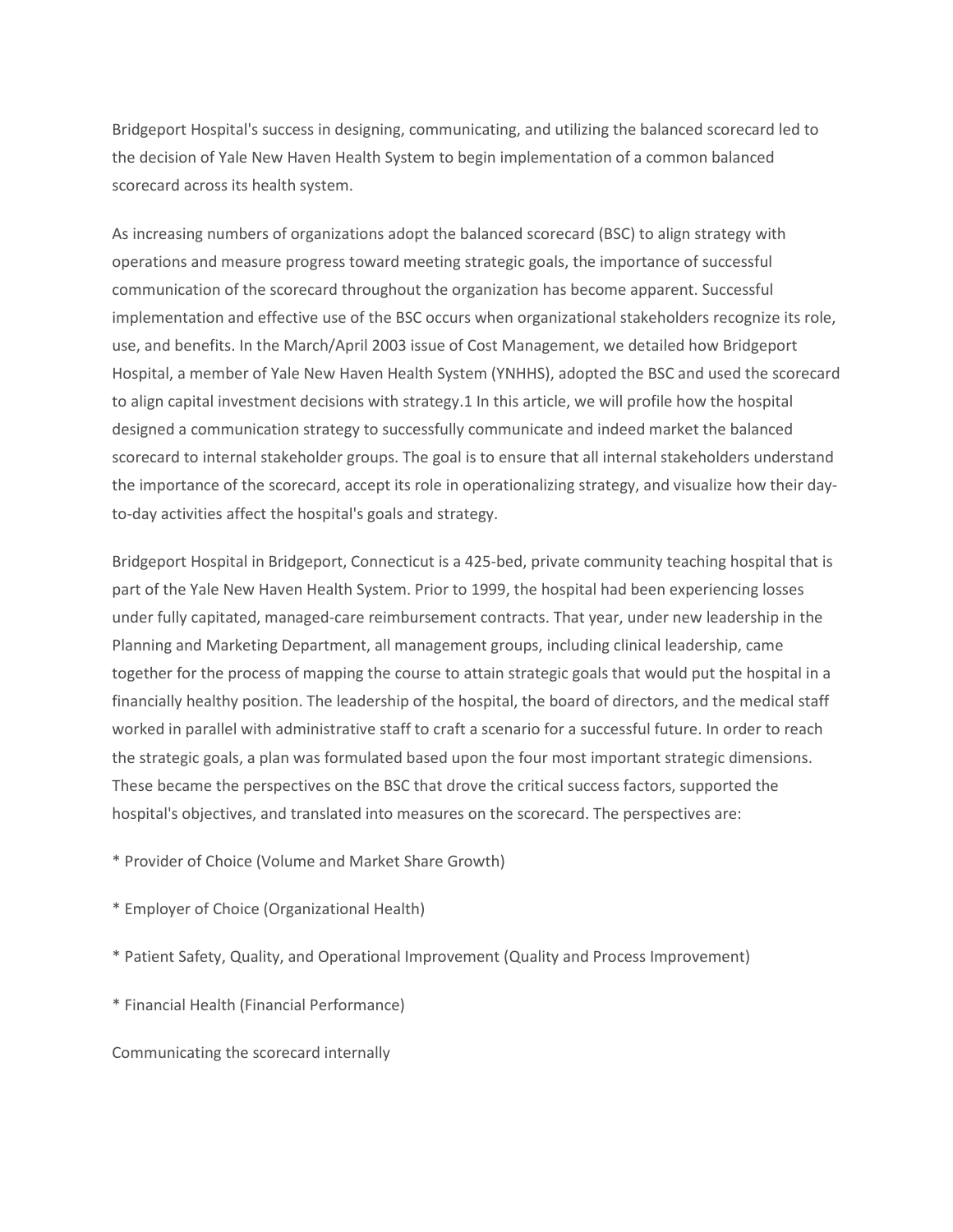Bridgeport Hospital's success in designing, communicating, and utilizing the balanced scorecard led to the decision of Yale New Haven Health System to begin implementation of a common balanced scorecard across its health system.

As increasing numbers of organizations adopt the balanced scorecard (BSC) to align strategy with operations and measure progress toward meeting strategic goals, the importance of successful communication of the scorecard throughout the organization has become apparent. Successful implementation and effective use of the BSC occurs when organizational stakeholders recognize its role, use, and benefits. In the March/April 2003 issue of Cost Management, we detailed how Bridgeport Hospital, a member of Yale New Haven Health System (YNHHS), adopted the BSC and used the scorecard to align capital investment decisions with strategy.[1] In this article, we will profile how the hospital designed a communication strategy to successfully communicate and indeed market the balanced scorecard to internal stakeholder groups. The goal is to ensure that all internal stakeholders understand the importance of the scorecard, accept its role in operationalizing strategy, and visualize how their day-to-day activities affect the hospital's goals and strategy.

Bridgeport Hospital in Bridgeport, Connecticut is a 425-bed, private community teaching hospital that is part of the Yale New Haven Health System. Prior to 1999, the hospital had been experiencing losses under fully capitated, managed-care reimbursement contracts. That year, under new leadership in the Planning and Marketing Department, all management groups, including clinical leadership, came together for the process of mapping the course to attain strategic goals that would put the hospital in a financially healthy position. The leadership of the hospital, the board of directors, and the medical staff worked in parallel with administrative staff to craft a scenario for a successful future. In order to reach the strategic goals, a plan was formulated based upon the four most important strategic dimensions. These became the perspectives on the BSC that drove the critical success factors, supported the hospital's objectives, and translated into measures on the scorecard. The perspectives are:

* Provider of Choice (Volume and Market Share Growth)
* Employer of Choice (Organizational Health)
* Patient Safety, Quality, and Operational Improvement (Quality and Process Improvement)
* Financial Health (Financial Performance)

Communicating the scorecard internally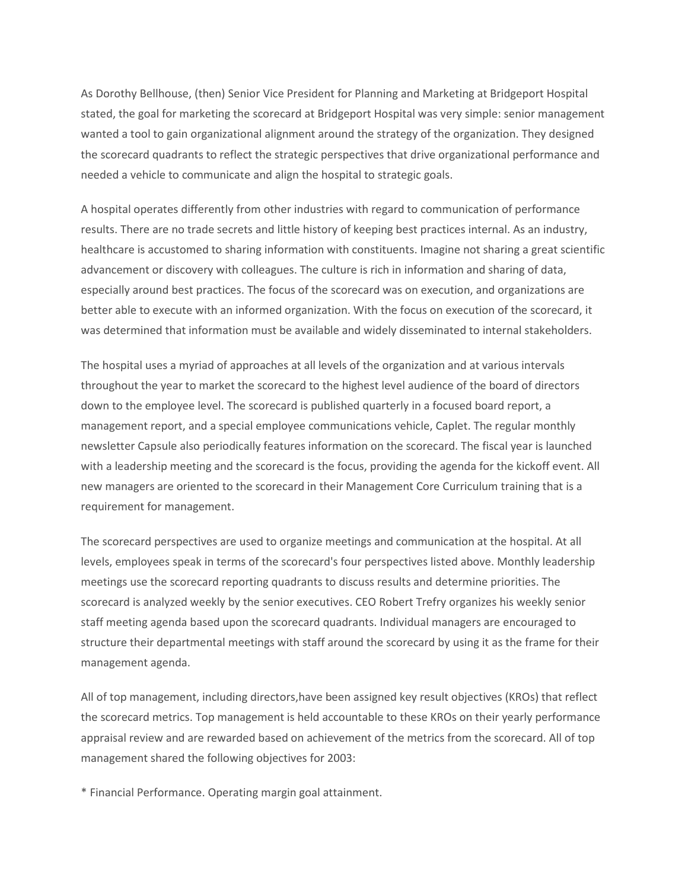As Dorothy Bellhouse, (then) Senior Vice President for Planning and Marketing at Bridgeport Hospital stated, the goal for marketing the scorecard at Bridgeport Hospital was very simple: senior management wanted a tool to gain organizational alignment around the strategy of the organization. They designed the scorecard quadrants to reflect the strategic perspectives that drive organizational performance and needed a vehicle to communicate and align the hospital to strategic goals.

A hospital operates differently from other industries with regard to communication of performance results. There are no trade secrets and little history of keeping best practices internal. As an industry, healthcare is accustomed to sharing information with constituents. Imagine not sharing a great scientific advancement or discovery with colleagues. The culture is rich in information and sharing of data, especially around best practices. The focus of the scorecard was on execution, and organizations are better able to execute with an informed organization. With the focus on execution of the scorecard, it was determined that information must be available and widely disseminated to internal stakeholders.

The hospital uses a myriad of approaches at all levels of the organization and at various intervals throughout the year to market the scorecard to the highest level audience of the board of directors down to the employee level. The scorecard is published quarterly in a focused board report, a management report, and a special employee communications vehicle, Caplet. The regular monthly newsletter Capsule also periodically features information on the scorecard. The fiscal year is launched with a leadership meeting and the scorecard is the focus, providing the agenda for the kickoff event. All new managers are oriented to the scorecard in their Management Core Curriculum training that is a requirement for management.

The scorecard perspectives are used to organize meetings and communication at the hospital. At all levels, employees speak in terms of the scorecard's four perspectives listed above. Monthly leadership meetings use the scorecard reporting quadrants to discuss results and determine priorities. The scorecard is analyzed weekly by the senior executives. CEO Robert Trefry organizes his weekly senior staff meeting agenda based upon the scorecard quadrants. Individual managers are encouraged to structure their departmental meetings with staff around the scorecard by using it as the frame for their management agenda.

All of top management, including directors,have been assigned key result objectives (KROs) that reflect the scorecard metrics. Top management is held accountable to these KROs on their yearly performance appraisal review and are rewarded based on achievement of the metrics from the scorecard. All of top management shared the following objectives for 2003:

* Financial Performance. Operating margin goal attainment.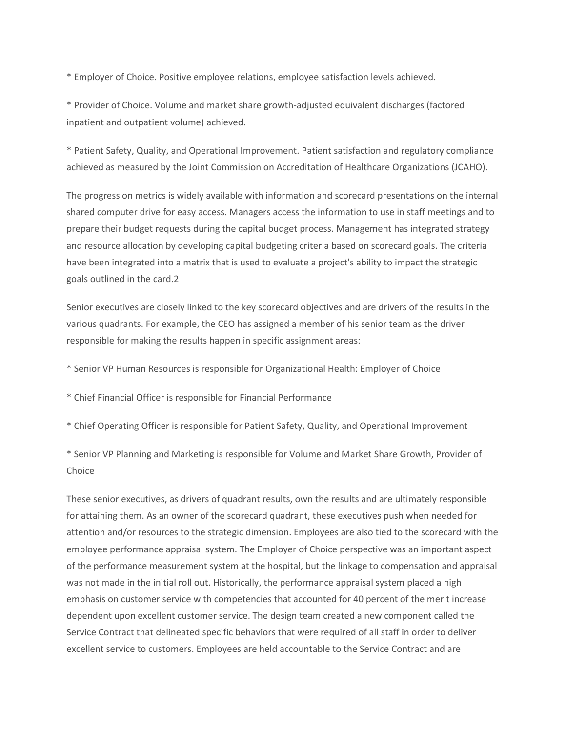* Employer of Choice. Positive employee relations, employee satisfaction levels achieved.

* Provider of Choice. Volume and market share growth-adjusted equivalent discharges (factored inpatient and outpatient volume) achieved.

* Patient Safety, Quality, and Operational Improvement. Patient satisfaction and regulatory compliance achieved as measured by the Joint Commission on Accreditation of Healthcare Organizations (JCAHO).

The progress on metrics is widely available with information and scorecard presentations on the internal shared computer drive for easy access. Managers access the information to use in staff meetings and to prepare their budget requests during the capital budget process. Management has integrated strategy and resource allocation by developing capital budgeting criteria based on scorecard goals. The criteria have been integrated into a matrix that is used to evaluate a project's ability to impact the strategic goals outlined in the card.2

Senior executives are closely linked to the key scorecard objectives and are drivers of the results in the various quadrants. For example, the CEO has assigned a member of his senior team as the driver responsible for making the results happen in specific assignment areas:

* Senior VP Human Resources is responsible for Organizational Health: Employer of Choice

* Chief Financial Officer is responsible for Financial Performance

* Chief Operating Officer is responsible for Patient Safety, Quality, and Operational Improvement

* Senior VP Planning and Marketing is responsible for Volume and Market Share Growth, Provider of Choice

These senior executives, as drivers of quadrant results, own the results and are ultimately responsible for attaining them. As an owner of the scorecard quadrant, these executives push when needed for attention and/or resources to the strategic dimension. Employees are also tied to the scorecard with the employee performance appraisal system. The Employer of Choice perspective was an important aspect of the performance measurement system at the hospital, but the linkage to compensation and appraisal was not made in the initial roll out. Historically, the performance appraisal system placed a high emphasis on customer service with competencies that accounted for 40 percent of the merit increase dependent upon excellent customer service. The design team created a new component called the Service Contract that delineated specific behaviors that were required of all staff in order to deliver excellent service to customers. Employees are held accountable to the Service Contract and are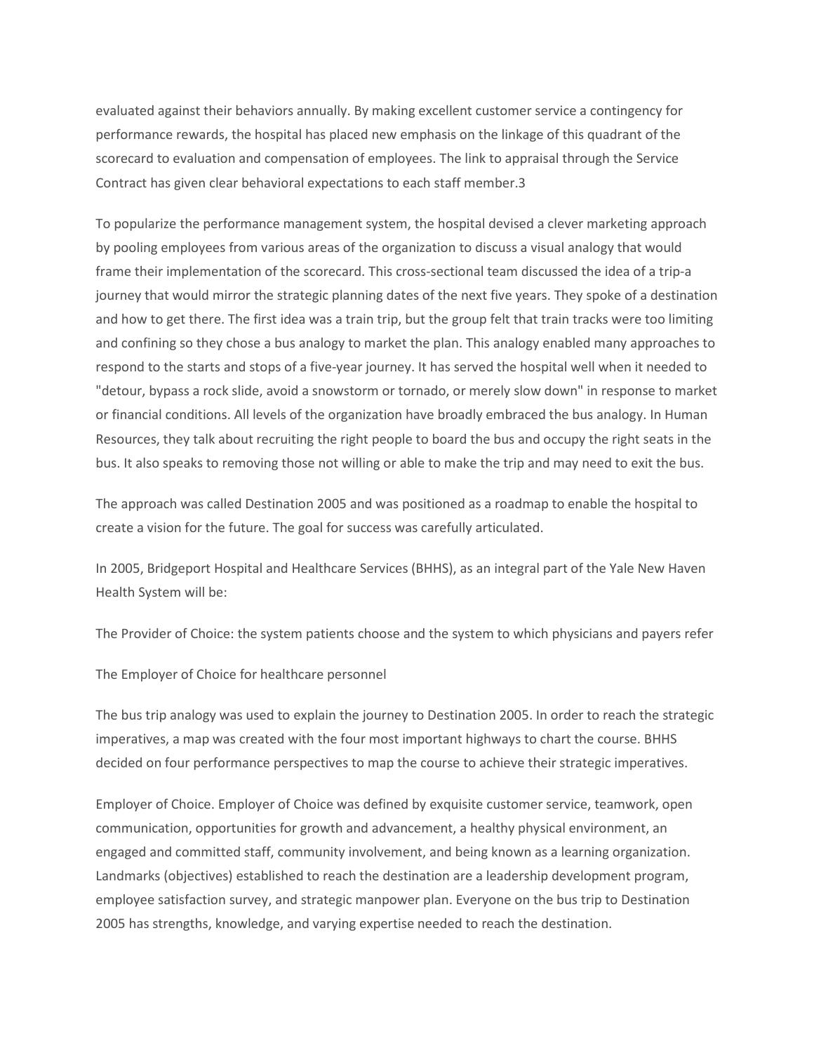evaluated against their behaviors annually. By making excellent customer service a contingency for performance rewards, the hospital has placed new emphasis on the linkage of this quadrant of the scorecard to evaluation and compensation of employees. The link to appraisal through the Service Contract has given clear behavioral expectations to each staff member.[3]

To popularize the performance management system, the hospital devised a clever marketing approach by pooling employees from various areas of the organization to discuss a visual analogy that would frame their implementation of the scorecard. This cross-sectional team discussed the idea of a trip-a journey that would mirror the strategic planning dates of the next five years. They spoke of a destination and how to get there. The first idea was a train trip, but the group felt that train tracks were too limiting and confining so they chose a bus analogy to market the plan. This analogy enabled many approaches to respond to the starts and stops of a five-year journey. It has served the hospital well when it needed to "detour, bypass a rock slide, avoid a snowstorm or tornado, or merely slow down" in response to market or financial conditions. All levels of the organization have broadly embraced the bus analogy. In Human Resources, they talk about recruiting the right people to board the bus and occupy the right seats in the bus. It also speaks to removing those not willing or able to make the trip and may need to exit the bus.

The approach was called Destination 2005 and was positioned as a roadmap to enable the hospital to create a vision for the future. The goal for success was carefully articulated.

In 2005, Bridgeport Hospital and Healthcare Services (BHHS), as an integral part of the Yale New Haven Health System will be:

The Provider of Choice: the system patients choose and the system to which physicians and payers refer

The Employer of Choice for healthcare personnel

The bus trip analogy was used to explain the journey to Destination 2005. In order to reach the strategic imperatives, a map was created with the four most important highways to chart the course. BHHS decided on four performance perspectives to map the course to achieve their strategic imperatives.

Employer of Choice. Employer of Choice was defined by exquisite customer service, teamwork, open communication, opportunities for growth and advancement, a healthy physical environment, an engaged and committed staff, community involvement, and being known as a learning organization. Landmarks (objectives) established to reach the destination are a leadership development program, employee satisfaction survey, and strategic manpower plan. Everyone on the bus trip to Destination 2005 has strengths, knowledge, and varying expertise needed to reach the destination.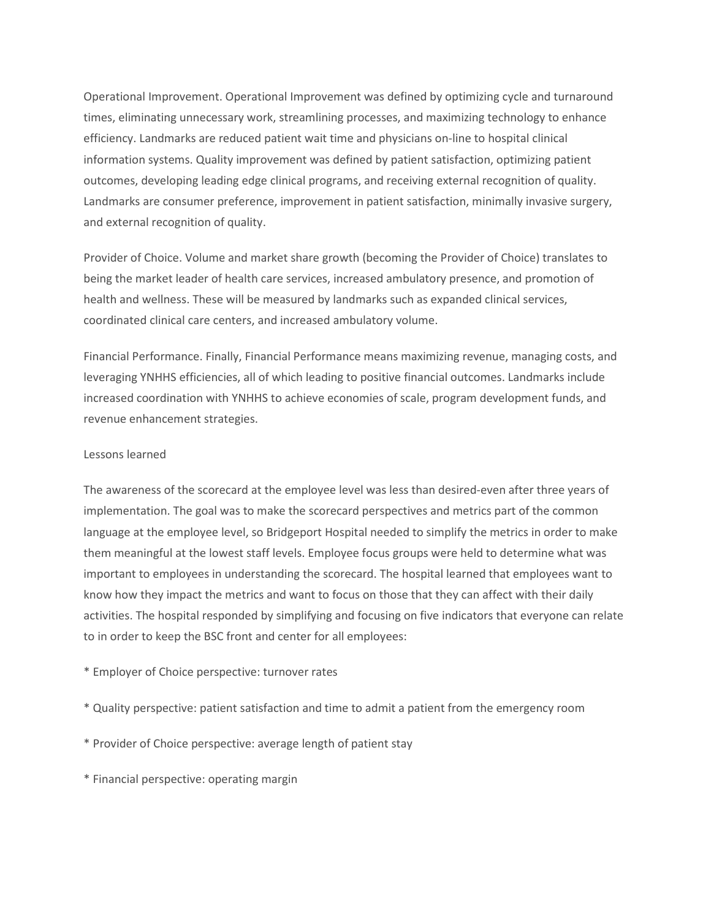Operational Improvement. Operational Improvement was defined by optimizing cycle and turnaround times, eliminating unnecessary work, streamlining processes, and maximizing technology to enhance efficiency. Landmarks are reduced patient wait time and physicians on-line to hospital clinical information systems. Quality improvement was defined by patient satisfaction, optimizing patient outcomes, developing leading edge clinical programs, and receiving external recognition of quality. Landmarks are consumer preference, improvement in patient satisfaction, minimally invasive surgery, and external recognition of quality.

Provider of Choice. Volume and market share growth (becoming the Provider of Choice) translates to being the market leader of health care services, increased ambulatory presence, and promotion of health and wellness. These will be measured by landmarks such as expanded clinical services, coordinated clinical care centers, and increased ambulatory volume.

Financial Performance. Finally, Financial Performance means maximizing revenue, managing costs, and leveraging YNHHS efficiencies, all of which leading to positive financial outcomes. Landmarks include increased coordination with YNHHS to achieve economies of scale, program development funds, and revenue enhancement strategies.

Lessons learned

The awareness of the scorecard at the employee level was less than desired-even after three years of implementation. The goal was to make the scorecard perspectives and metrics part of the common language at the employee level, so Bridgeport Hospital needed to simplify the metrics in order to make them meaningful at the lowest staff levels. Employee focus groups were held to determine what was important to employees in understanding the scorecard. The hospital learned that employees want to know how they impact the metrics and want to focus on those that they can affect with their daily activities. The hospital responded by simplifying and focusing on five indicators that everyone can relate to in order to keep the BSC front and center for all employees:

* Employer of Choice perspective: turnover rates

* Quality perspective: patient satisfaction and time to admit a patient from the emergency room

* Provider of Choice perspective: average length of patient stay

* Financial perspective: operating margin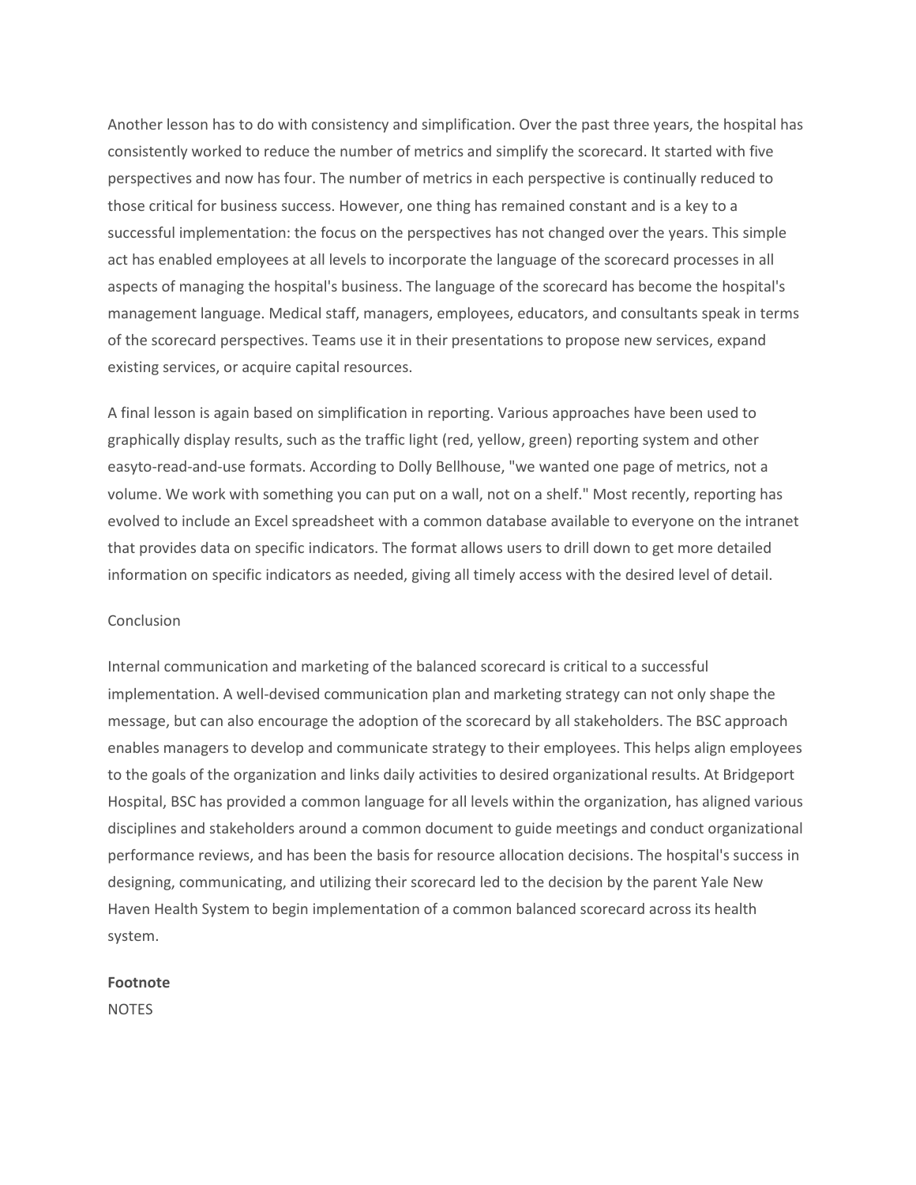Another lesson has to do with consistency and simplification. Over the past three years, the hospital has consistently worked to reduce the number of metrics and simplify the scorecard. It started with five perspectives and now has four. The number of metrics in each perspective is continually reduced to those critical for business success. However, one thing has remained constant and is a key to a successful implementation: the focus on the perspectives has not changed over the years. This simple act has enabled employees at all levels to incorporate the language of the scorecard processes in all aspects of managing the hospital's business. The language of the scorecard has become the hospital's management language. Medical staff, managers, employees, educators, and consultants speak in terms of the scorecard perspectives. Teams use it in their presentations to propose new services, expand existing services, or acquire capital resources.

A final lesson is again based on simplification in reporting. Various approaches have been used to graphically display results, such as the traffic light (red, yellow, green) reporting system and other easyto-read-and-use formats. According to Dolly Bellhouse, "we wanted one page of metrics, not a volume. We work with something you can put on a wall, not on a shelf." Most recently, reporting has evolved to include an Excel spreadsheet with a common database available to everyone on the intranet that provides data on specific indicators. The format allows users to drill down to get more detailed information on specific indicators as needed, giving all timely access with the desired level of detail.

## Conclusion

Internal communication and marketing of the balanced scorecard is critical to a successful implementation. A well-devised communication plan and marketing strategy can not only shape the message, but can also encourage the adoption of the scorecard by all stakeholders. The BSC approach enables managers to develop and communicate strategy to their employees. This helps align employees to the goals of the organization and links daily activities to desired organizational results. At Bridgeport Hospital, BSC has provided a common language for all levels within the organization, has aligned various disciplines and stakeholders around a common document to guide meetings and conduct organizational performance reviews, and has been the basis for resource allocation decisions. The hospital's success in designing, communicating, and utilizing their scorecard led to the decision by the parent Yale New Haven Health System to begin implementation of a common balanced scorecard across its health system.

**Footnote**

NOTES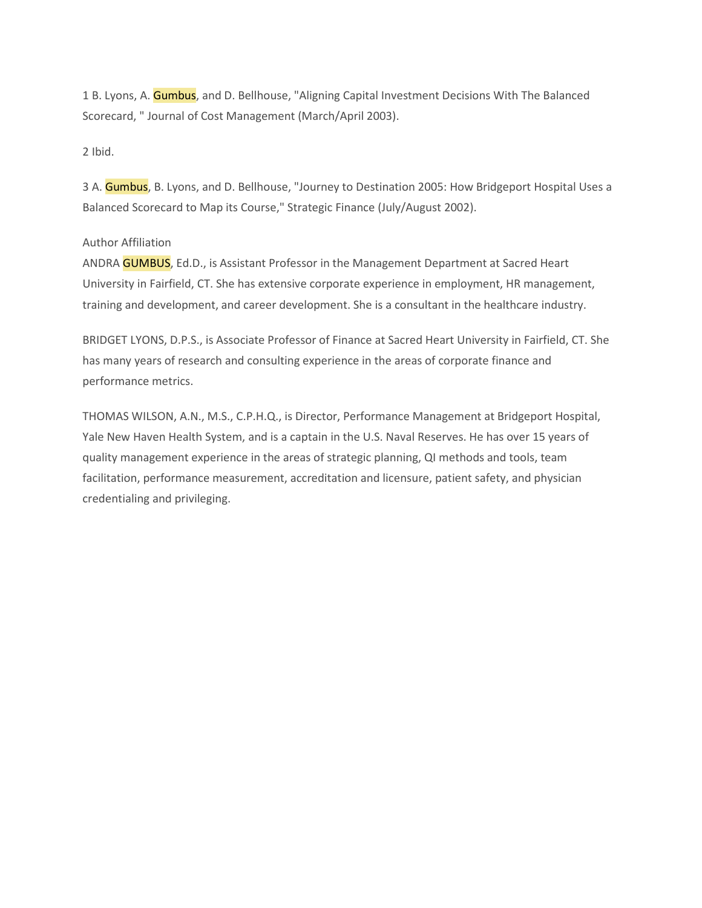1 B. Lyons, A. Gumbus, and D. Bellhouse, "Aligning Capital Investment Decisions With The Balanced Scorecard, " Journal of Cost Management (March/April 2003).

2 Ibid.

3 A. Gumbus, B. Lyons, and D. Bellhouse, "Journey to Destination 2005: How Bridgeport Hospital Uses a Balanced Scorecard to Map its Course," Strategic Finance (July/August 2002).

Author Affiliation

ANDRA GUMBUS, Ed.D., is Assistant Professor in the Management Department at Sacred Heart University in Fairfield, CT. She has extensive corporate experience in employment, HR management, training and development, and career development. She is a consultant in the healthcare industry.

BRIDGET LYONS, D.P.S., is Associate Professor of Finance at Sacred Heart University in Fairfield, CT. She has many years of research and consulting experience in the areas of corporate finance and performance metrics.

THOMAS WILSON, A.N., M.S., C.P.H.Q., is Director, Performance Management at Bridgeport Hospital, Yale New Haven Health System, and is a captain in the U.S. Naval Reserves. He has over 15 years of quality management experience in the areas of strategic planning, QI methods and tools, team facilitation, performance measurement, accreditation and licensure, patient safety, and physician credentialing and privileging.